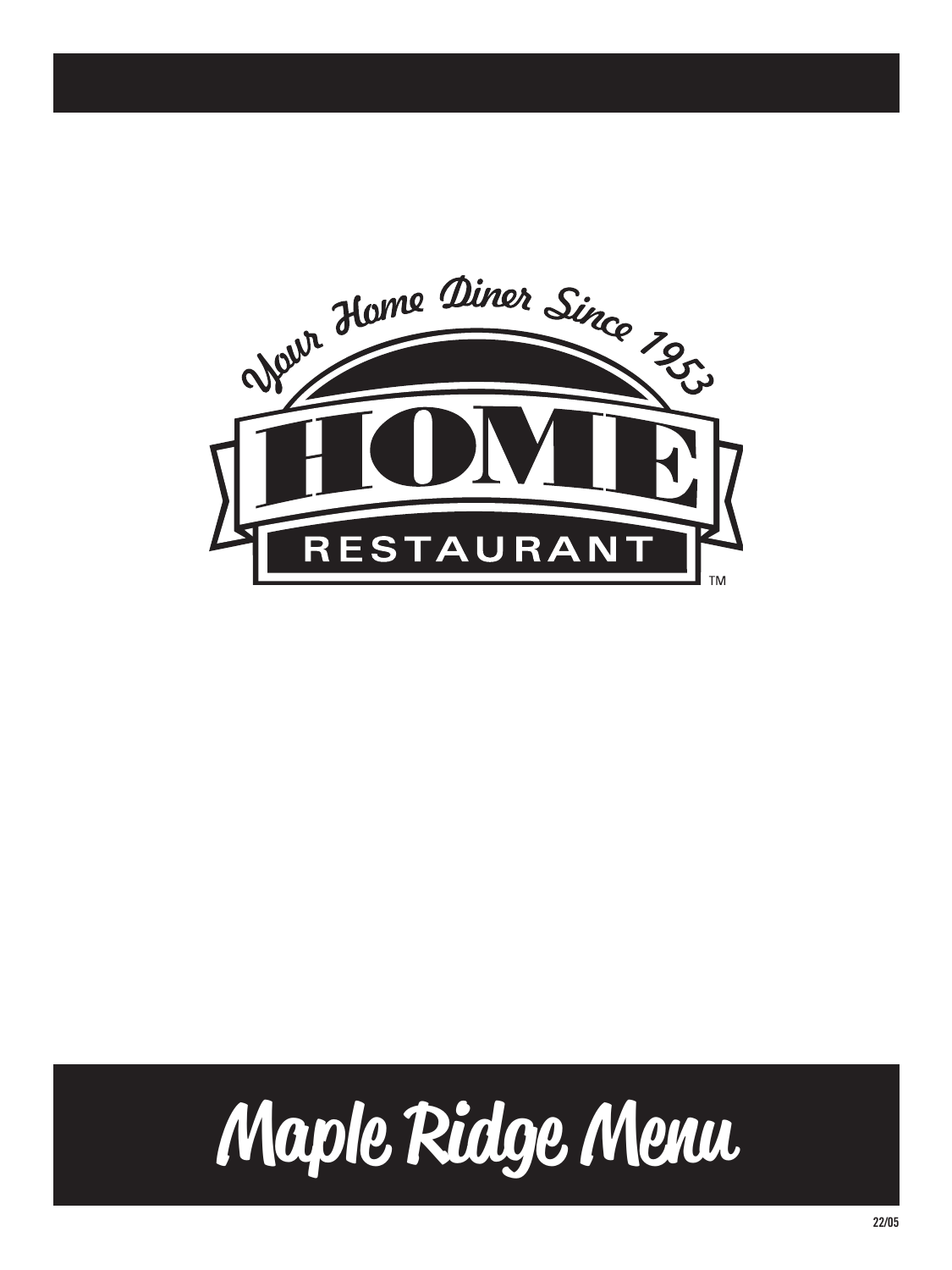Your Home Diner Since 1953

# HOME

RESTAURANT™

# Maple Ridge Menu

22/05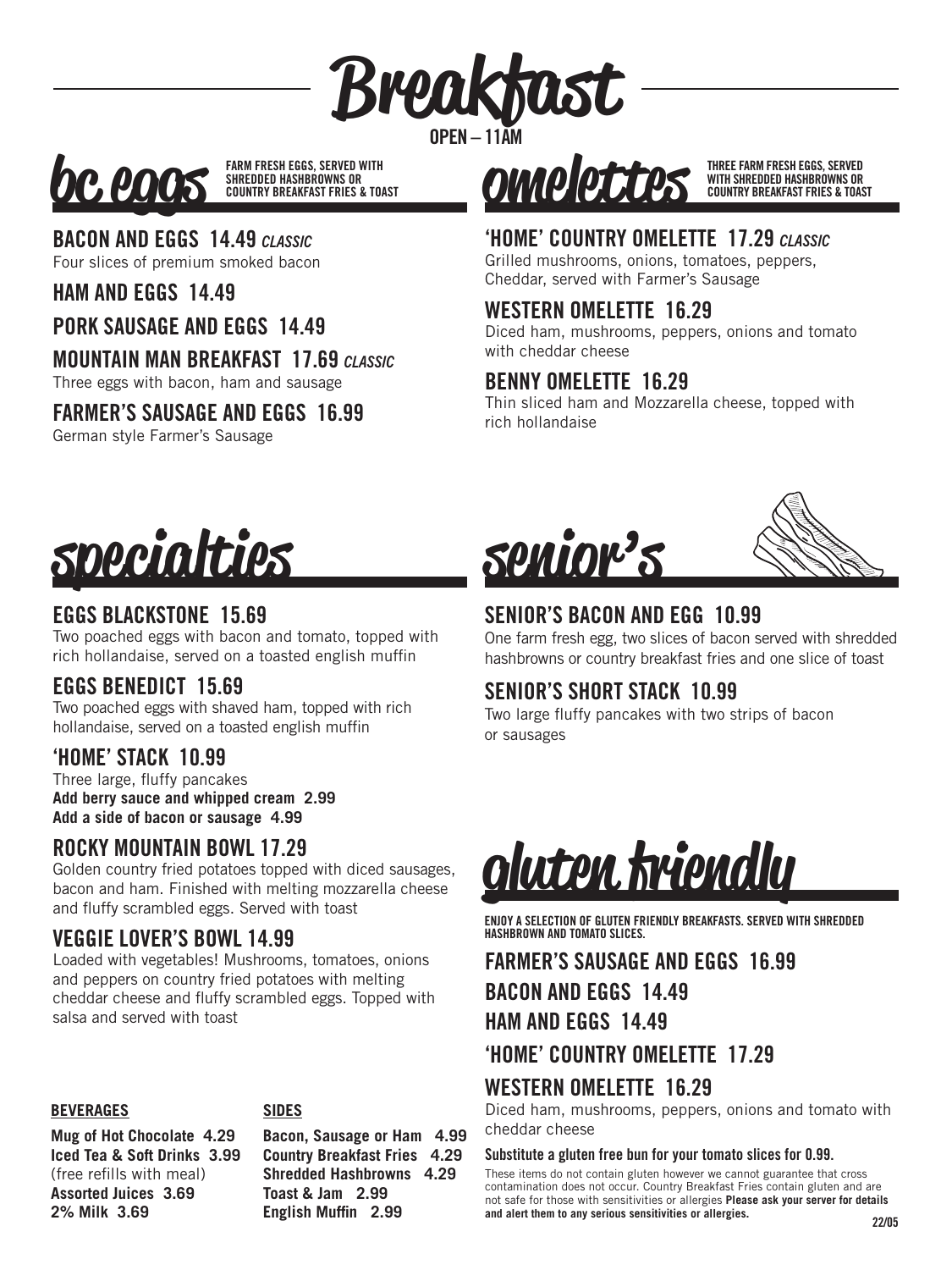# Breakfast

OPEN – 11AM

## bc eggs

**FARM FRESH EGGS, SERVED WITH SHREDDED HASHBROWNS OR COUNTRY BREAKFAST FRIES & TOAST**

### BACON AND EGGS 14.49 *CLASSIC*
Four slices of premium smoked bacon

### HAM AND EGGS 14.49

### PORK SAUSAGE AND EGGS 14.49

### MOUNTAIN MAN BREAKFAST 17.69 *CLASSIC*
Three eggs with bacon, ham and sausage

### FARMER'S SAUSAGE AND EGGS 16.99
German style Farmer's Sausage

## omelettes

**THREE FARM FRESH EGGS, SERVED WITH SHREDDED HASHBROWNS OR COUNTRY BREAKFAST FRIES & TOAST**

### 'HOME' COUNTRY OMELETTE 17.29 *CLASSIC*
Grilled mushrooms, onions, tomatoes, peppers, Cheddar, served with Farmer's Sausage

### WESTERN OMELETTE 16.29
Diced ham, mushrooms, peppers, onions and tomato with cheddar cheese

### BENNY OMELETTE 16.29
Thin sliced ham and Mozzarella cheese, topped with rich hollandaise

## specialties

### EGGS BLACKSTONE 15.69
Two poached eggs with bacon and tomato, topped with rich hollandaise, served on a toasted english muffin

### EGGS BENEDICT 15.69
Two poached eggs with shaved ham, topped with rich hollandaise, served on a toasted english muffin

### 'HOME' STACK 10.99
Three large, fluffy pancakes
**Add berry sauce and whipped cream 2.99**
**Add a side of bacon or sausage 4.99**

### ROCKY MOUNTAIN BOWL 17.29
Golden country fried potatoes topped with diced sausages, bacon and ham. Finished with melting mozzarella cheese and fluffy scrambled eggs. Served with toast

### VEGGIE LOVER'S BOWL 14.99
Loaded with vegetables! Mushrooms, tomatoes, onions and peppers on country fried potatoes with melting cheddar cheese and fluffy scrambled eggs. Topped with salsa and served with toast

#### BEVERAGES

**Mug of Hot Chocolate 4.29**
**Iced Tea & Soft Drinks 3.99**
(free refills with meal)
**Assorted Juices 3.69**
**2% Milk 3.69**

#### SIDES

**Bacon, Sausage or Ham 4.99**
**Country Breakfast Fries 4.29**
**Shredded Hashbrowns 4.29**
**Toast & Jam 2.99**
**English Muffin 2.99**

## senior's

### SENIOR'S BACON AND EGG 10.99
One farm fresh egg, two slices of bacon served with shredded hashbrowns or country breakfast fries and one slice of toast

### SENIOR'S SHORT STACK 10.99
Two large fluffy pancakes with two strips of bacon or sausages

## gluten friendly

**ENJOY A SELECTION OF GLUTEN FRIENDLY BREAKFASTS. SERVED WITH SHREDDED HASHBROWN AND TOMATO SLICES.**

### FARMER'S SAUSAGE AND EGGS 16.99

### BACON AND EGGS 14.49

### HAM AND EGGS 14.49

### 'HOME' COUNTRY OMELETTE 17.29

### WESTERN OMELETTE 16.29
Diced ham, mushrooms, peppers, onions and tomato with cheddar cheese

**Substitute a gluten free bun for your tomato slices for 0.99.**

These items do not contain gluten however we cannot guarantee that cross contamination does not occur. Country Breakfast Fries contain gluten and are not safe for those with sensitivities or allergies **Please ask your server for details and alert them to any serious sensitivities or allergies.**

22/05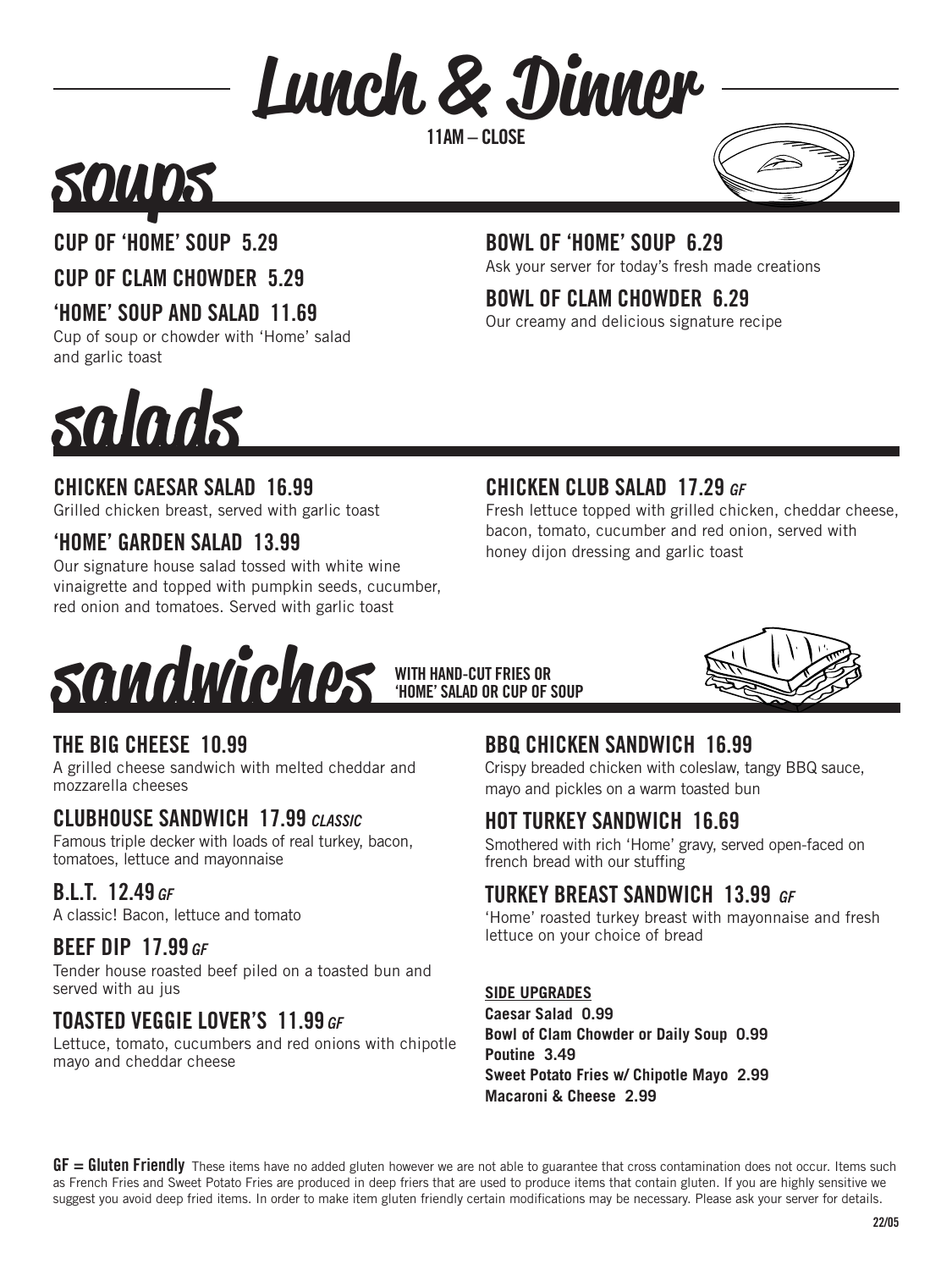# Lunch & Dinner

11AM – CLOSE

## soups

### CUP OF 'HOME' SOUP 5.29

### CUP OF CLAM CHOWDER 5.29

### 'HOME' SOUP AND SALAD 11.69

Cup of soup or chowder with 'Home' salad and garlic toast

### BOWL OF 'HOME' SOUP 6.29

Ask your server for today's fresh made creations

### BOWL OF CLAM CHOWDER 6.29

Our creamy and delicious signature recipe

## salads

### CHICKEN CAESAR SALAD 16.99

Grilled chicken breast, served with garlic toast

### 'HOME' GARDEN SALAD 13.99

Our signature house salad tossed with white wine vinaigrette and topped with pumpkin seeds, cucumber, red onion and tomatoes. Served with garlic toast

### CHICKEN CLUB SALAD 17.29 *GF*

Fresh lettuce topped with grilled chicken, cheddar cheese, bacon, tomato, cucumber and red onion, served with honey dijon dressing and garlic toast

## sandwiches

**WITH HAND-CUT FRIES OR 'HOME' SALAD OR CUP OF SOUP**

### THE BIG CHEESE 10.99

A grilled cheese sandwich with melted cheddar and mozzarella cheeses

### CLUBHOUSE SANDWICH 17.99 *CLASSIC*

Famous triple decker with loads of real turkey, bacon, tomatoes, lettuce and mayonnaise

### B.L.T. 12.49 *GF*

A classic! Bacon, lettuce and tomato

### BEEF DIP 17.99 *GF*

Tender house roasted beef piled on a toasted bun and served with au jus

### TOASTED VEGGIE LOVER'S 11.99 *GF*

Lettuce, tomato, cucumbers and red onions with chipotle mayo and cheddar cheese

### BBQ CHICKEN SANDWICH 16.99

Crispy breaded chicken with coleslaw, tangy BBQ sauce, mayo and pickles on a warm toasted bun

### HOT TURKEY SANDWICH 16.69

Smothered with rich 'Home' gravy, served open-faced on french bread with our stuffing

### TURKEY BREAST SANDWICH 13.99 *GF*

'Home' roasted turkey breast with mayonnaise and fresh lettuce on your choice of bread

**SIDE UPGRADES**

**Caesar Salad 0.99**
**Bowl of Clam Chowder or Daily Soup 0.99**
**Poutine 3.49**
**Sweet Potato Fries w/ Chipotle Mayo 2.99**
**Macaroni & Cheese 2.99**

**GF = Gluten Friendly** These items have no added gluten however we are not able to guarantee that cross contamination does not occur. Items such as French Fries and Sweet Potato Fries are produced in deep friers that are used to produce items that contain gluten. If you are highly sensitive we suggest you avoid deep fried items. In order to make item gluten friendly certain modifications may be necessary. Please ask your server for details.

22/05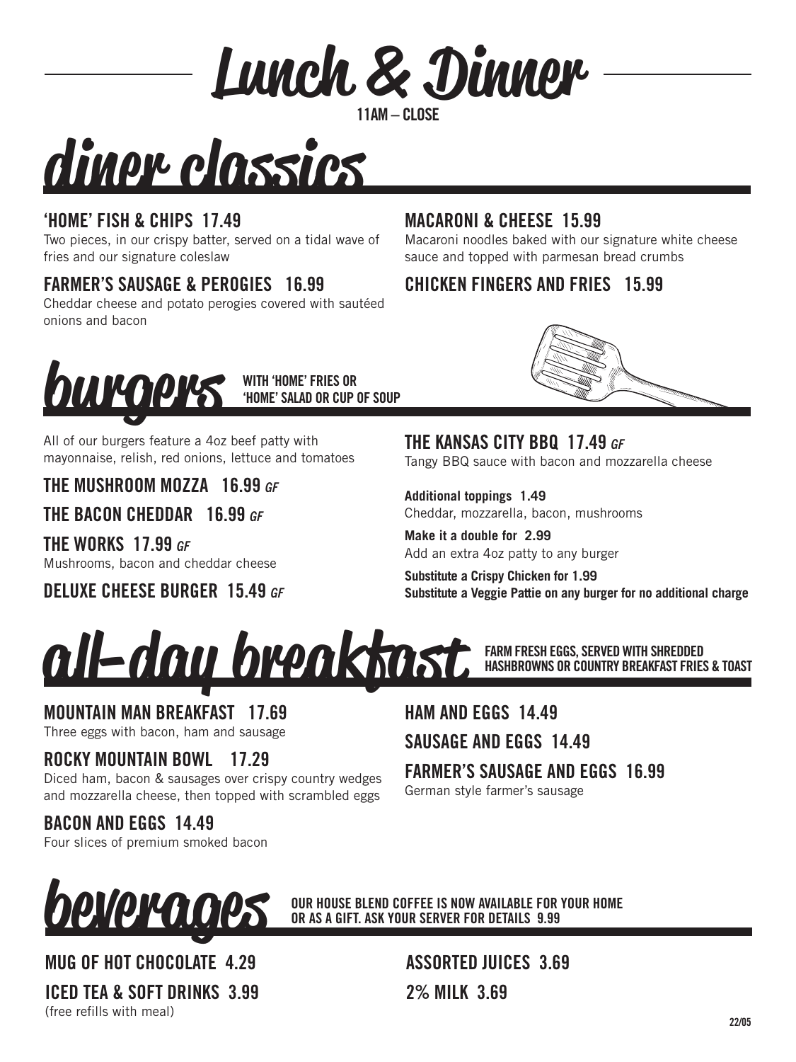# Lunch & Dinner

**11AM – CLOSE**

## diner classics

### 'HOME' FISH & CHIPS 17.49
Two pieces, in our crispy batter, served on a tidal wave of fries and our signature coleslaw

### FARMER'S SAUSAGE & PEROGIES 16.99
Cheddar cheese and potato perogies covered with sautéed onions and bacon

### MACARONI & CHEESE 15.99
Macaroni noodles baked with our signature white cheese sauce and topped with parmesan bread crumbs

### CHICKEN FINGERS AND FRIES 15.99

## burgers

**WITH 'HOME' FRIES OR 'HOME' SALAD OR CUP OF SOUP**

All of our burgers feature a 4oz beef patty with mayonnaise, relish, red onions, lettuce and tomatoes

### THE MUSHROOM MOZZA 16.99 *GF*

### THE BACON CHEDDAR 16.99 *GF*

### THE WORKS 17.99 *GF*
Mushrooms, bacon and cheddar cheese

### DELUXE CHEESE BURGER 15.49 *GF*

### THE KANSAS CITY BBQ 17.49 *GF*
Tangy BBQ sauce with bacon and mozzarella cheese

**Additional toppings 1.49**
Cheddar, mozzarella, bacon, mushrooms

**Make it a double for 2.99**
Add an extra 4oz patty to any burger

**Substitute a Crispy Chicken for 1.99**

**Substitute a Veggie Pattie on any burger for no additional charge**

## all-day breakfast

**FARM FRESH EGGS, SERVED WITH SHREDDED HASHBROWNS OR COUNTRY BREAKFAST FRIES & TOAST**

### MOUNTAIN MAN BREAKFAST 17.69
Three eggs with bacon, ham and sausage

### ROCKY MOUNTAIN BOWL 17.29
Diced ham, bacon & sausages over crispy country wedges and mozzarella cheese, then topped with scrambled eggs

### BACON AND EGGS 14.49
Four slices of premium smoked bacon

### HAM AND EGGS 14.49

### SAUSAGE AND EGGS 14.49

### FARMER'S SAUSAGE AND EGGS 16.99
German style farmer's sausage

## beverages

**OUR HOUSE BLEND COFFEE IS NOW AVAILABLE FOR YOUR HOME OR AS A GIFT. ASK YOUR SERVER FOR DETAILS 9.99**

### MUG OF HOT CHOCOLATE 4.29

### ICED TEA & SOFT DRINKS 3.99
(free refills with meal)

### ASSORTED JUICES 3.69

### 2% MILK 3.69

22/05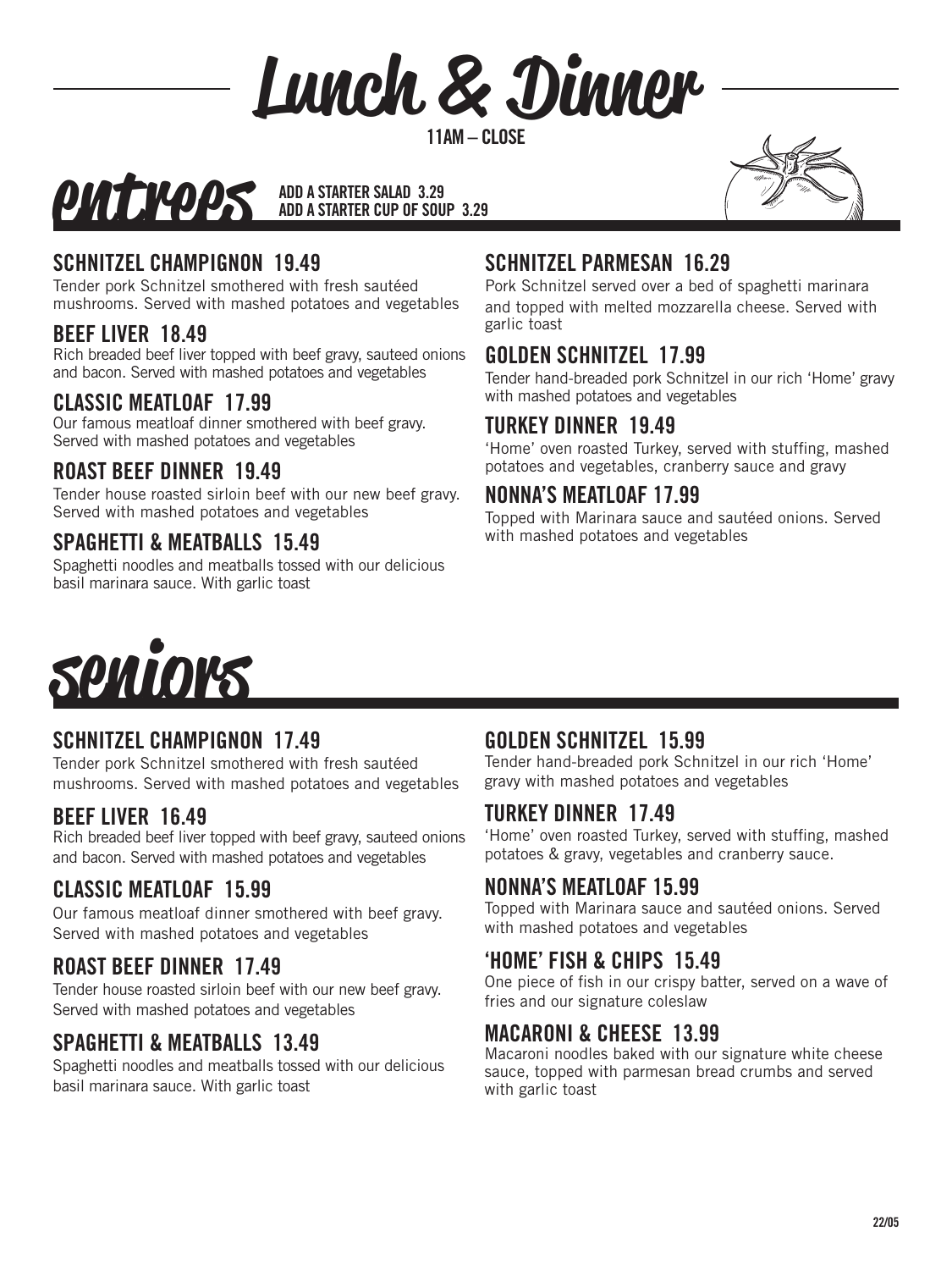# Lunch & Dinner

**11AM – CLOSE**

## entrees

**ADD A STARTER SALAD 3.29**
**ADD A STARTER CUP OF SOUP 3.29**

### SCHNITZEL CHAMPIGNON 19.49

Tender pork Schnitzel smothered with fresh sautéed mushrooms. Served with mashed potatoes and vegetables

### BEEF LIVER 18.49

Rich breaded beef liver topped with beef gravy, sauteed onions and bacon. Served with mashed potatoes and vegetables

### CLASSIC MEATLOAF 17.99

Our famous meatloaf dinner smothered with beef gravy. Served with mashed potatoes and vegetables

### ROAST BEEF DINNER 19.49

Tender house roasted sirloin beef with our new beef gravy. Served with mashed potatoes and vegetables

### SPAGHETTI & MEATBALLS 15.49

Spaghetti noodles and meatballs tossed with our delicious basil marinara sauce. With garlic toast

### SCHNITZEL PARMESAN 16.29

Pork Schnitzel served over a bed of spaghetti marinara and topped with melted mozzarella cheese. Served with garlic toast

### GOLDEN SCHNITZEL 17.99

Tender hand-breaded pork Schnitzel in our rich 'Home' gravy with mashed potatoes and vegetables

### TURKEY DINNER 19.49

'Home' oven roasted Turkey, served with stuffing, mashed potatoes and vegetables, cranberry sauce and gravy

### NONNA'S MEATLOAF 17.99

Topped with Marinara sauce and sautéed onions. Served with mashed potatoes and vegetables

## seniors

### SCHNITZEL CHAMPIGNON 17.49

Tender pork Schnitzel smothered with fresh sautéed mushrooms. Served with mashed potatoes and vegetables

### BEEF LIVER 16.49

Rich breaded beef liver topped with beef gravy, sauteed onions and bacon. Served with mashed potatoes and vegetables

### CLASSIC MEATLOAF 15.99

Our famous meatloaf dinner smothered with beef gravy. Served with mashed potatoes and vegetables

### ROAST BEEF DINNER 17.49

Tender house roasted sirloin beef with our new beef gravy. Served with mashed potatoes and vegetables

### SPAGHETTI & MEATBALLS 13.49

Spaghetti noodles and meatballs tossed with our delicious basil marinara sauce. With garlic toast

### GOLDEN SCHNITZEL 15.99

Tender hand-breaded pork Schnitzel in our rich 'Home' gravy with mashed potatoes and vegetables

### TURKEY DINNER 17.49

'Home' oven roasted Turkey, served with stuffing, mashed potatoes & gravy, vegetables and cranberry sauce.

### NONNA'S MEATLOAF 15.99

Topped with Marinara sauce and sautéed onions. Served with mashed potatoes and vegetables

### 'HOME' FISH & CHIPS 15.49

One piece of fish in our crispy batter, served on a wave of fries and our signature coleslaw

### MACARONI & CHEESE 13.99

Macaroni noodles baked with our signature white cheese sauce, topped with parmesan bread crumbs and served with garlic toast

22/05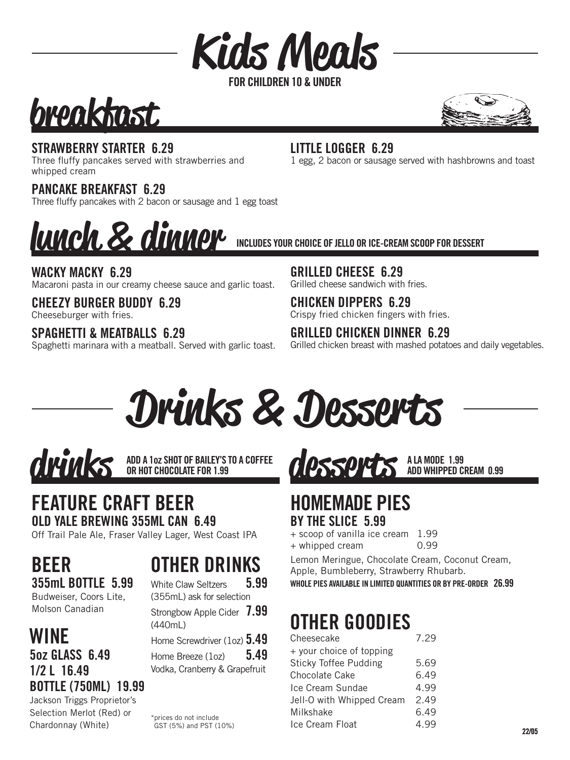# Kids Meals

**FOR CHILDREN 10 & UNDER**

## breakfast

**STRAWBERRY STARTER 6.29**
Three fluffy pancakes served with strawberries and whipped cream

**PANCAKE BREAKFAST 6.29**
Three fluffy pancakes with 2 bacon or sausage and 1 egg toast

**LITTLE LOGGER 6.29**
1 egg, 2 bacon or sausage served with hashbrowns and toast

## lunch & dinner

**INCLUDES YOUR CHOICE OF JELLO OR ICE-CREAM SCOOP FOR DESSERT**

**WACKY MACKY 6.29**
Macaroni pasta in our creamy cheese sauce and garlic toast.

**CHEEZY BURGER BUDDY 6.29**
Cheeseburger with fries.

**SPAGHETTI & MEATBALLS 6.29**
Spaghetti marinara with a meatball. Served with garlic toast.

**GRILLED CHEESE 6.29**
Grilled cheese sandwich with fries.

**CHICKEN DIPPERS 6.29**
Crispy fried chicken fingers with fries.

**GRILLED CHICKEN DINNER 6.29**
Grilled chicken breast with mashed potatoes and daily vegetables.

# Drinks & Desserts

## drinks

**ADD A 1oz SHOT OF BAILEY'S TO A COFFEE OR HOT CHOCOLATE FOR 1.99**

### FEATURE CRAFT BEER

**OLD YALE BREWING 355ML CAN 6.49**
Off Trail Pale Ale, Fraser Valley Lager, West Coast IPA

### BEER

**355mL BOTTLE 5.99**
Budweiser, Coors Lite, Molson Canadian

### WINE

**5oz GLASS 6.49**
**1/2 L 16.49**
**BOTTLE (750ML) 19.99**
Jackson Triggs Proprietor's Selection Merlot (Red) or Chardonnay (White)

### OTHER DRINKS

White Claw Seltzers (355mL) ask for selection **5.99**

Strongbow Apple Cider (440mL) **7.99**

Home Screwdriver (1oz) **5.49**

Home Breeze (1oz) **5.49**
Vodka, Cranberry & Grapefruit

*prices do not include GST (5%) and PST (10%)

## desserts

**A LA MODE 1.99**
**ADD WHIPPED CREAM 0.99**

### HOMEMADE PIES

**BY THE SLICE 5.99**

+ scoop of vanilla ice cream 1.99
+ whipped cream 0.99

Lemon Meringue, Chocolate Cream, Coconut Cream, Apple, Bumbleberry, Strawberry Rhubarb.

**WHOLE PIES AVAILABLE IN LIMITED QUANTITIES OR BY PRE-ORDER 26.99**

### OTHER GOODIES

| | |
|---|---|
| Cheesecake + your choice of topping | 7.29 |
| Sticky Toffee Pudding | 5.69 |
| Chocolate Cake | 6.49 |
| Ice Cream Sundae | 4.99 |
| Jell-O with Whipped Cream | 2.49 |
| Milkshake | 6.49 |
| Ice Cream Float | 4.99 |

22/05